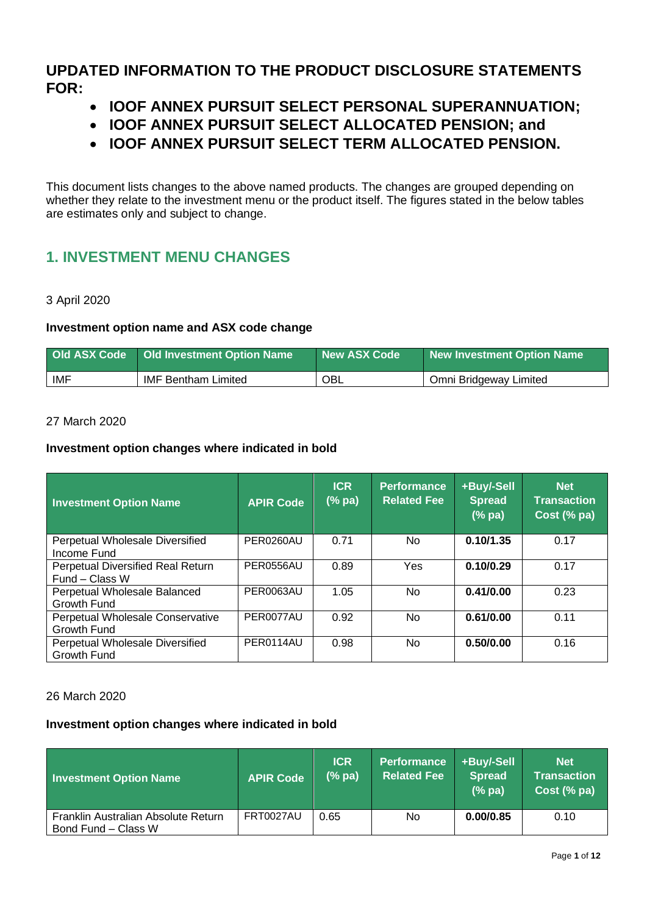# UPDATED INFORMATION TO THE PRODUCT DISCLOSURE STATEMENTS FOR:

- **IOOF ANNEX PURSUIT SELECT PERSONAL SUPERANNUATION;**
- **IOOF ANNEX PURSUIT SELECT ALLOCATED PENSION; and**
- **IOOF ANNEX PURSUIT SELECT TERM ALLOCATED PENSION.**

This document lists changes to the above named products. The changes are grouped depending on whether they relate to the investment menu or the product itself. The figures stated in the below tables are estimates only and subject to change.

## 1. INVESTMENT MENU CHANGES

3 April 2020

**Investment option name and ASX code change**

| Old ASX Code | Old Investment Option Name | New ASX Code | New Investment Option Name |
|---|---|---|---|
| IMF | IMF Bentham Limited | OBL | Omni Bridgeway Limited |

27 March 2020

**Investment option changes where indicated in bold**

| Investment Option Name | APIR Code | ICR (% pa) | Performance Related Fee | +Buy/-Sell Spread (% pa) | Net Transaction Cost (% pa) |
|---|---|---|---|---|---|
| Perpetual Wholesale Diversified Income Fund | PER0260AU | 0.71 | No | **0.10/1.35** | 0.17 |
| Perpetual Diversified Real Return Fund – Class W | PER0556AU | 0.89 | Yes | **0.10/0.29** | 0.17 |
| Perpetual Wholesale Balanced Growth Fund | PER0063AU | 1.05 | No | **0.41/0.00** | 0.23 |
| Perpetual Wholesale Conservative Growth Fund | PER0077AU | 0.92 | No | **0.61/0.00** | 0.11 |
| Perpetual Wholesale Diversified Growth Fund | PER0114AU | 0.98 | No | **0.50/0.00** | 0.16 |

26 March 2020

**Investment option changes where indicated in bold**

| Investment Option Name | APIR Code | ICR (% pa) | Performance Related Fee | +Buy/-Sell Spread (% pa) | Net Transaction Cost (% pa) |
|---|---|---|---|---|---|
| Franklin Australian Absolute Return Bond Fund – Class W | FRT0027AU | 0.65 | No | **0.00/0.85** | 0.10 |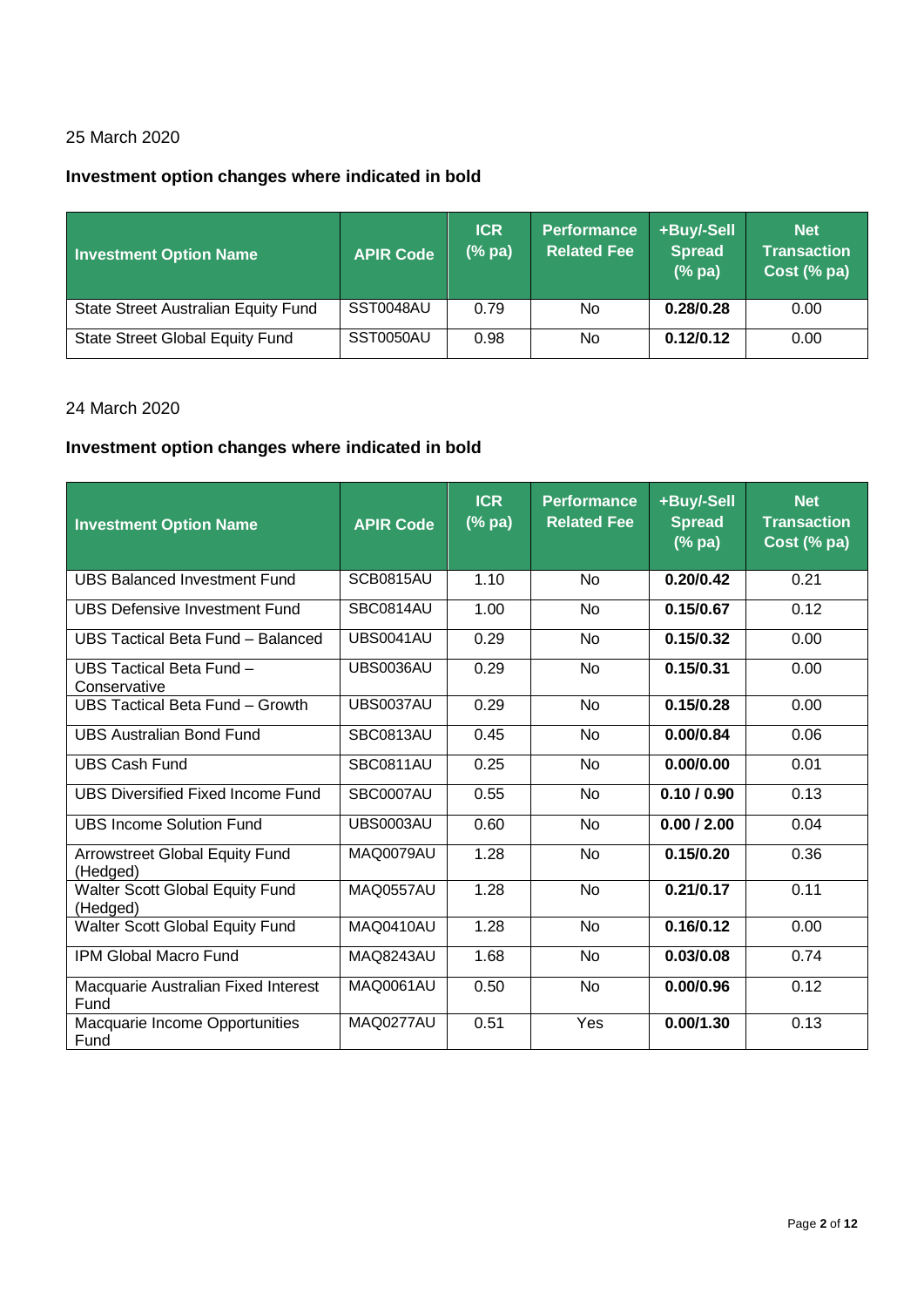25 March 2020

**Investment option changes where indicated in bold**

| Investment Option Name | APIR Code | ICR (% pa) | Performance Related Fee | +Buy/-Sell Spread (% pa) | Net Transaction Cost (% pa) |
|---|---|---|---|---|---|
| State Street Australian Equity Fund | SST0048AU | 0.79 | No | **0.28/0.28** | 0.00 |
| State Street Global Equity Fund | SST0050AU | 0.98 | No | **0.12/0.12** | 0.00 |

24 March 2020

**Investment option changes where indicated in bold**

| Investment Option Name | APIR Code | ICR (% pa) | Performance Related Fee | +Buy/-Sell Spread (% pa) | Net Transaction Cost (% pa) |
|---|---|---|---|---|---|
| UBS Balanced Investment Fund | SCB0815AU | 1.10 | No | **0.20/0.42** | 0.21 |
| UBS Defensive Investment Fund | SBC0814AU | 1.00 | No | **0.15/0.67** | 0.12 |
| UBS Tactical Beta Fund – Balanced | UBS0041AU | 0.29 | No | **0.15/0.32** | 0.00 |
| UBS Tactical Beta Fund – Conservative | UBS0036AU | 0.29 | No | **0.15/0.31** | 0.00 |
| UBS Tactical Beta Fund – Growth | UBS0037AU | 0.29 | No | **0.15/0.28** | 0.00 |
| UBS Australian Bond Fund | SBC0813AU | 0.45 | No | **0.00/0.84** | 0.06 |
| UBS Cash Fund | SBC0811AU | 0.25 | No | **0.00/0.00** | 0.01 |
| UBS Diversified Fixed Income Fund | SBC0007AU | 0.55 | No | **0.10 / 0.90** | 0.13 |
| UBS Income Solution Fund | UBS0003AU | 0.60 | No | **0.00 / 2.00** | 0.04 |
| Arrowstreet Global Equity Fund (Hedged) | MAQ0079AU | 1.28 | No | **0.15/0.20** | 0.36 |
| Walter Scott Global Equity Fund (Hedged) | MAQ0557AU | 1.28 | No | **0.21/0.17** | 0.11 |
| Walter Scott Global Equity Fund | MAQ0410AU | 1.28 | No | **0.16/0.12** | 0.00 |
| IPM Global Macro Fund | MAQ8243AU | 1.68 | No | **0.03/0.08** | 0.74 |
| Macquarie Australian Fixed Interest Fund | MAQ0061AU | 0.50 | No | **0.00/0.96** | 0.12 |
| Macquarie Income Opportunities Fund | MAQ0277AU | 0.51 | Yes | **0.00/1.30** | 0.13 |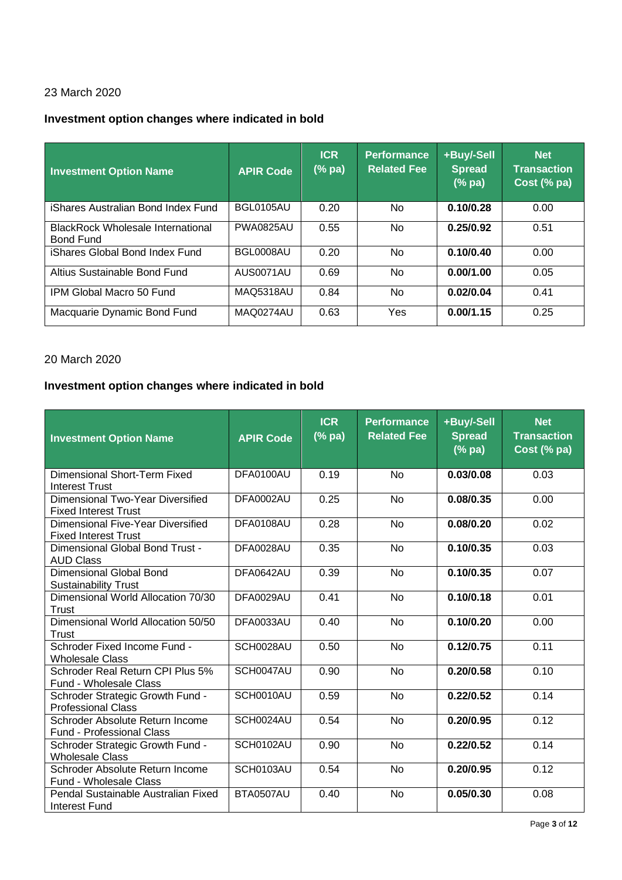23 March 2020

**Investment option changes where indicated in bold**

| Investment Option Name | APIR Code | ICR (% pa) | Performance Related Fee | +Buy/-Sell Spread (% pa) | Net Transaction Cost (% pa) |
|---|---|---|---|---|---|
| iShares Australian Bond Index Fund | BGL0105AU | 0.20 | No | **0.10/0.28** | 0.00 |
| BlackRock Wholesale International Bond Fund | PWA0825AU | 0.55 | No | **0.25/0.92** | 0.51 |
| iShares Global Bond Index Fund | BGL0008AU | 0.20 | No | **0.10/0.40** | 0.00 |
| Altius Sustainable Bond Fund | AUS0071AU | 0.69 | No | **0.00/1.00** | 0.05 |
| IPM Global Macro 50 Fund | MAQ5318AU | 0.84 | No | **0.02/0.04** | 0.41 |
| Macquarie Dynamic Bond Fund | MAQ0274AU | 0.63 | Yes | **0.00/1.15** | 0.25 |

20 March 2020

**Investment option changes where indicated in bold**

| Investment Option Name | APIR Code | ICR (% pa) | Performance Related Fee | +Buy/-Sell Spread (% pa) | Net Transaction Cost (% pa) |
|---|---|---|---|---|---|
| Dimensional Short-Term Fixed Interest Trust | DFA0100AU | 0.19 | No | **0.03/0.08** | 0.03 |
| Dimensional Two-Year Diversified Fixed Interest Trust | DFA0002AU | 0.25 | No | **0.08/0.35** | 0.00 |
| Dimensional Five-Year Diversified Fixed Interest Trust | DFA0108AU | 0.28 | No | **0.08/0.20** | 0.02 |
| Dimensional Global Bond Trust - AUD Class | DFA0028AU | 0.35 | No | **0.10/0.35** | 0.03 |
| Dimensional Global Bond Sustainability Trust | DFA0642AU | 0.39 | No | **0.10/0.35** | 0.07 |
| Dimensional World Allocation 70/30 Trust | DFA0029AU | 0.41 | No | **0.10/0.18** | 0.01 |
| Dimensional World Allocation 50/50 Trust | DFA0033AU | 0.40 | No | **0.10/0.20** | 0.00 |
| Schroder Fixed Income Fund - Wholesale Class | SCH0028AU | 0.50 | No | **0.12/0.75** | 0.11 |
| Schroder Real Return CPI Plus 5% Fund - Wholesale Class | SCH0047AU | 0.90 | No | **0.20/0.58** | 0.10 |
| Schroder Strategic Growth Fund - Professional Class | SCH0010AU | 0.59 | No | **0.22/0.52** | 0.14 |
| Schroder Absolute Return Income Fund - Professional Class | SCH0024AU | 0.54 | No | **0.20/0.95** | 0.12 |
| Schroder Strategic Growth Fund - Wholesale Class | SCH0102AU | 0.90 | No | **0.22/0.52** | 0.14 |
| Schroder Absolute Return Income Fund - Wholesale Class | SCH0103AU | 0.54 | No | **0.20/0.95** | 0.12 |
| Pendal Sustainable Australian Fixed Interest Fund | BTA0507AU | 0.40 | No | **0.05/0.30** | 0.08 |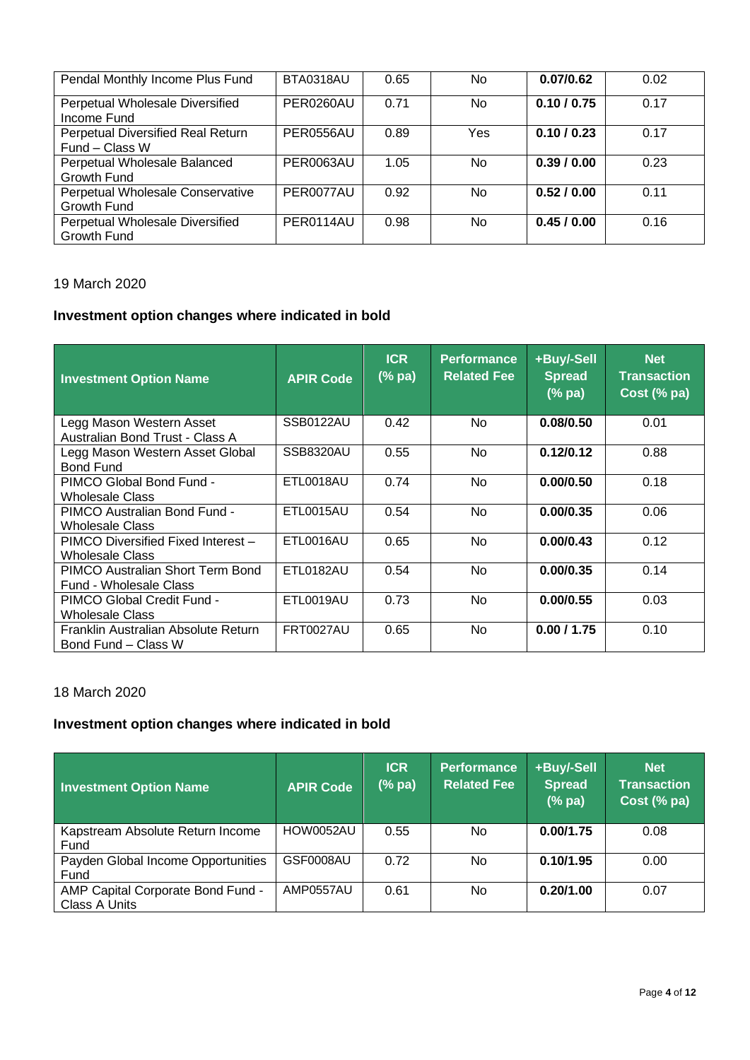| Pendal Monthly Income Plus Fund | BTA0318AU | 0.65 | No | **0.07/0.62** | 0.02 |
|---|---|---|---|---|---|
| Perpetual Wholesale Diversified Income Fund | PER0260AU | 0.71 | No | **0.10 / 0.75** | 0.17 |
| Perpetual Diversified Real Return Fund – Class W | PER0556AU | 0.89 | Yes | **0.10 / 0.23** | 0.17 |
| Perpetual Wholesale Balanced Growth Fund | PER0063AU | 1.05 | No | **0.39 / 0.00** | 0.23 |
| Perpetual Wholesale Conservative Growth Fund | PER0077AU | 0.92 | No | **0.52 / 0.00** | 0.11 |
| Perpetual Wholesale Diversified Growth Fund | PER0114AU | 0.98 | No | **0.45 / 0.00** | 0.16 |

19 March 2020

**Investment option changes where indicated in bold**

| Investment Option Name | APIR Code | ICR (% pa) | Performance Related Fee | +Buy/-Sell Spread (% pa) | Net Transaction Cost (% pa) |
|---|---|---|---|---|---|
| Legg Mason Western Asset Australian Bond Trust - Class A | SSB0122AU | 0.42 | No | **0.08/0.50** | 0.01 |
| Legg Mason Western Asset Global Bond Fund | SSB8320AU | 0.55 | No | **0.12/0.12** | 0.88 |
| PIMCO Global Bond Fund - Wholesale Class | ETL0018AU | 0.74 | No | **0.00/0.50** | 0.18 |
| PIMCO Australian Bond Fund - Wholesale Class | ETL0015AU | 0.54 | No | **0.00/0.35** | 0.06 |
| PIMCO Diversified Fixed Interest – Wholesale Class | ETL0016AU | 0.65 | No | **0.00/0.43** | 0.12 |
| PIMCO Australian Short Term Bond Fund - Wholesale Class | ETL0182AU | 0.54 | No | **0.00/0.35** | 0.14 |
| PIMCO Global Credit Fund - Wholesale Class | ETL0019AU | 0.73 | No | **0.00/0.55** | 0.03 |
| Franklin Australian Absolute Return Bond Fund – Class W | FRT0027AU | 0.65 | No | **0.00 / 1.75** | 0.10 |

18 March 2020

**Investment option changes where indicated in bold**

| Investment Option Name | APIR Code | ICR (% pa) | Performance Related Fee | +Buy/-Sell Spread (% pa) | Net Transaction Cost (% pa) |
|---|---|---|---|---|---|
| Kapstream Absolute Return Income Fund | HOW0052AU | 0.55 | No | **0.00/1.75** | 0.08 |
| Payden Global Income Opportunities Fund | GSF0008AU | 0.72 | No | **0.10/1.95** | 0.00 |
| AMP Capital Corporate Bond Fund - Class A Units | AMP0557AU | 0.61 | No | **0.20/1.00** | 0.07 |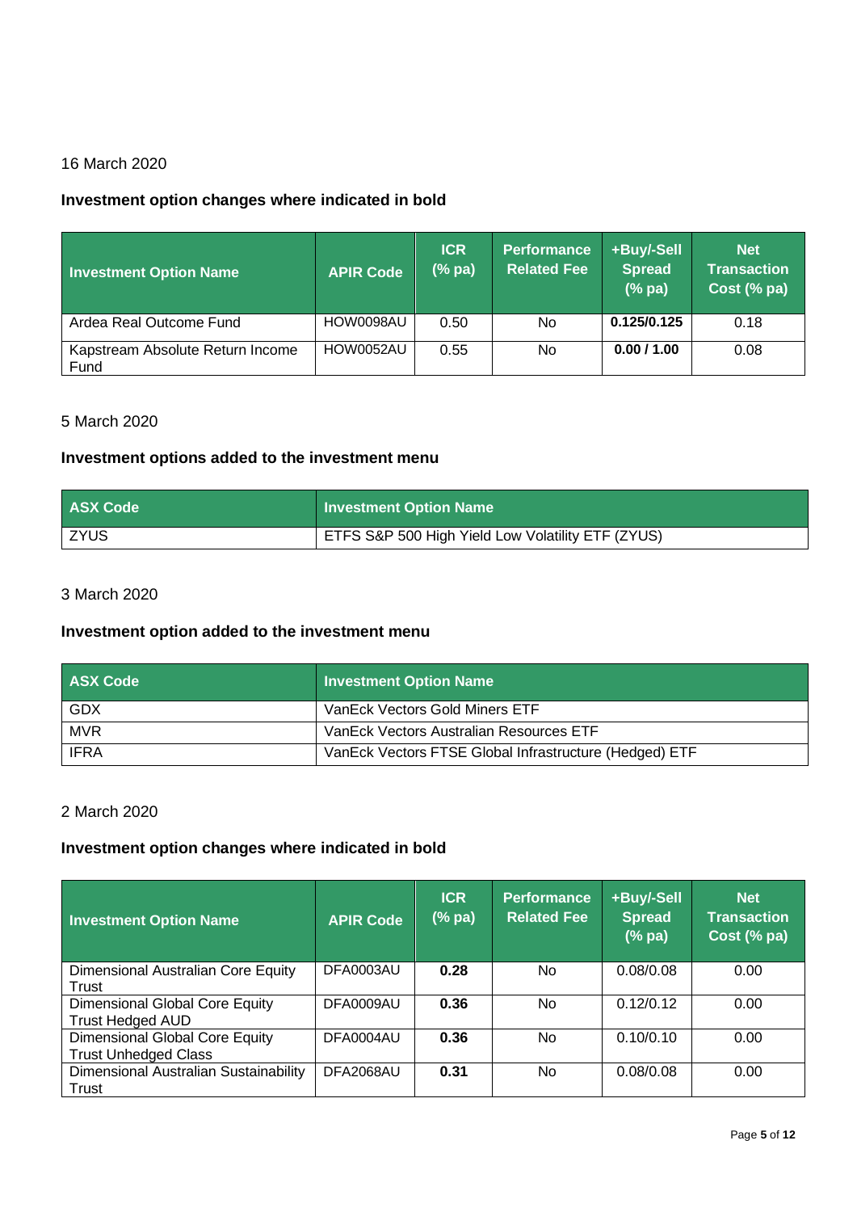16 March 2020

### Investment option changes where indicated in bold

| Investment Option Name | APIR Code | ICR (% pa) | Performance Related Fee | +Buy/-Sell Spread (% pa) | Net Transaction Cost (% pa) |
|---|---|---|---|---|---|
| Ardea Real Outcome Fund | HOW0098AU | 0.50 | No | **0.125/0.125** | 0.18 |
| Kapstream Absolute Return Income Fund | HOW0052AU | 0.55 | No | **0.00 / 1.00** | 0.08 |

5 March 2020

### Investment options added to the investment menu

| ASX Code | Investment Option Name |
|---|---|
| ZYUS | ETFS S&P 500 High Yield Low Volatility ETF (ZYUS) |

3 March 2020

### Investment option added to the investment menu

| ASX Code | Investment Option Name |
|---|---|
| GDX | VanEck Vectors Gold Miners ETF |
| MVR | VanEck Vectors Australian Resources ETF |
| IFRA | VanEck Vectors FTSE Global Infrastructure (Hedged) ETF |

2 March 2020

### Investment option changes where indicated in bold

| Investment Option Name | APIR Code | ICR (% pa) | Performance Related Fee | +Buy/-Sell Spread (% pa) | Net Transaction Cost (% pa) |
|---|---|---|---|---|---|
| Dimensional Australian Core Equity Trust | DFA0003AU | **0.28** | No | 0.08/0.08 | 0.00 |
| Dimensional Global Core Equity Trust Hedged AUD | DFA0009AU | **0.36** | No | 0.12/0.12 | 0.00 |
| Dimensional Global Core Equity Trust Unhedged Class | DFA0004AU | **0.36** | No | 0.10/0.10 | 0.00 |
| Dimensional Australian Sustainability Trust | DFA2068AU | **0.31** | No | 0.08/0.08 | 0.00 |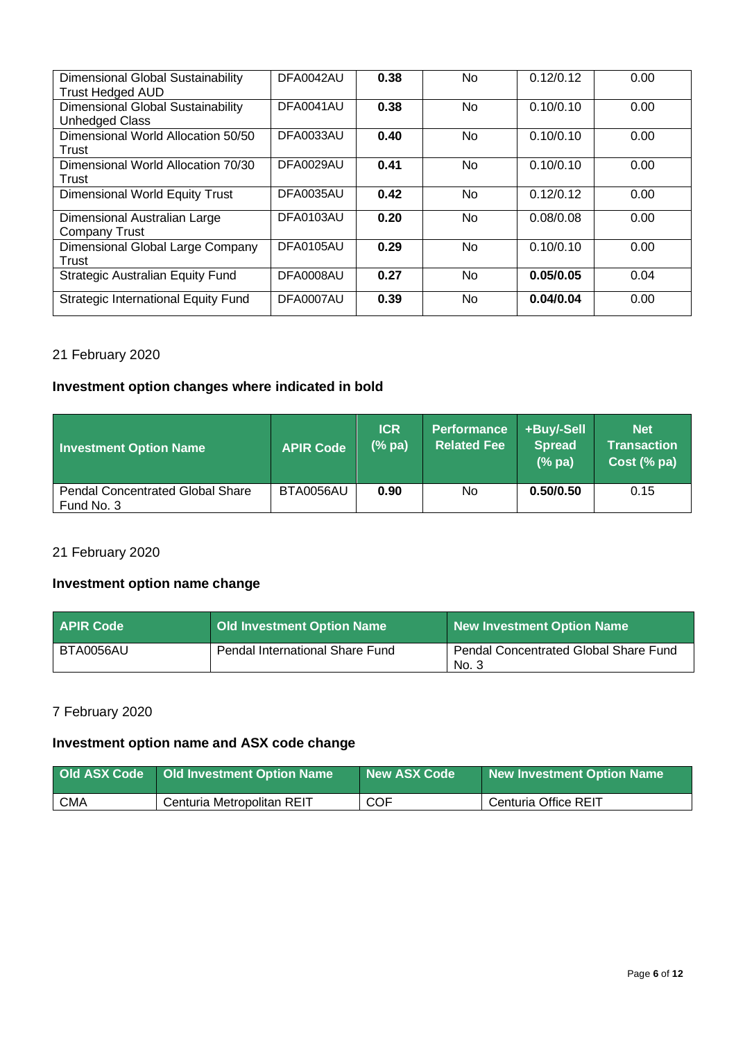| | | | | | |
|---|---|---|---|---|---|
| Dimensional Global Sustainability Trust Hedged AUD | DFA0042AU | **0.38** | No | 0.12/0.12 | 0.00 |
| Dimensional Global Sustainability Unhedged Class | DFA0041AU | **0.38** | No | 0.10/0.10 | 0.00 |
| Dimensional World Allocation 50/50 Trust | DFA0033AU | **0.40** | No | 0.10/0.10 | 0.00 |
| Dimensional World Allocation 70/30 Trust | DFA0029AU | **0.41** | No | 0.10/0.10 | 0.00 |
| Dimensional World Equity Trust | DFA0035AU | **0.42** | No | 0.12/0.12 | 0.00 |
| Dimensional Australian Large Company Trust | DFA0103AU | **0.20** | No | 0.08/0.08 | 0.00 |
| Dimensional Global Large Company Trust | DFA0105AU | **0.29** | No | 0.10/0.10 | 0.00 |
| Strategic Australian Equity Fund | DFA0008AU | **0.27** | No | **0.05/0.05** | 0.04 |
| Strategic International Equity Fund | DFA0007AU | **0.39** | No | **0.04/0.04** | 0.00 |

21 February 2020

**Investment option changes where indicated in bold**

| Investment Option Name | APIR Code | ICR (% pa) | Performance Related Fee | +Buy/-Sell Spread (% pa) | Net Transaction Cost (% pa) |
|---|---|---|---|---|---|
| Pendal Concentrated Global Share Fund No. 3 | BTA0056AU | **0.90** | No | **0.50/0.50** | 0.15 |

21 February 2020

**Investment option name change**

| APIR Code | Old Investment Option Name | New Investment Option Name |
|---|---|---|
| BTA0056AU | Pendal International Share Fund | Pendal Concentrated Global Share Fund No. 3 |

7 February 2020

**Investment option name and ASX code change**

| Old ASX Code | Old Investment Option Name | New ASX Code | New Investment Option Name |
|---|---|---|---|
| CMA | Centuria Metropolitan REIT | COF | Centuria Office REIT |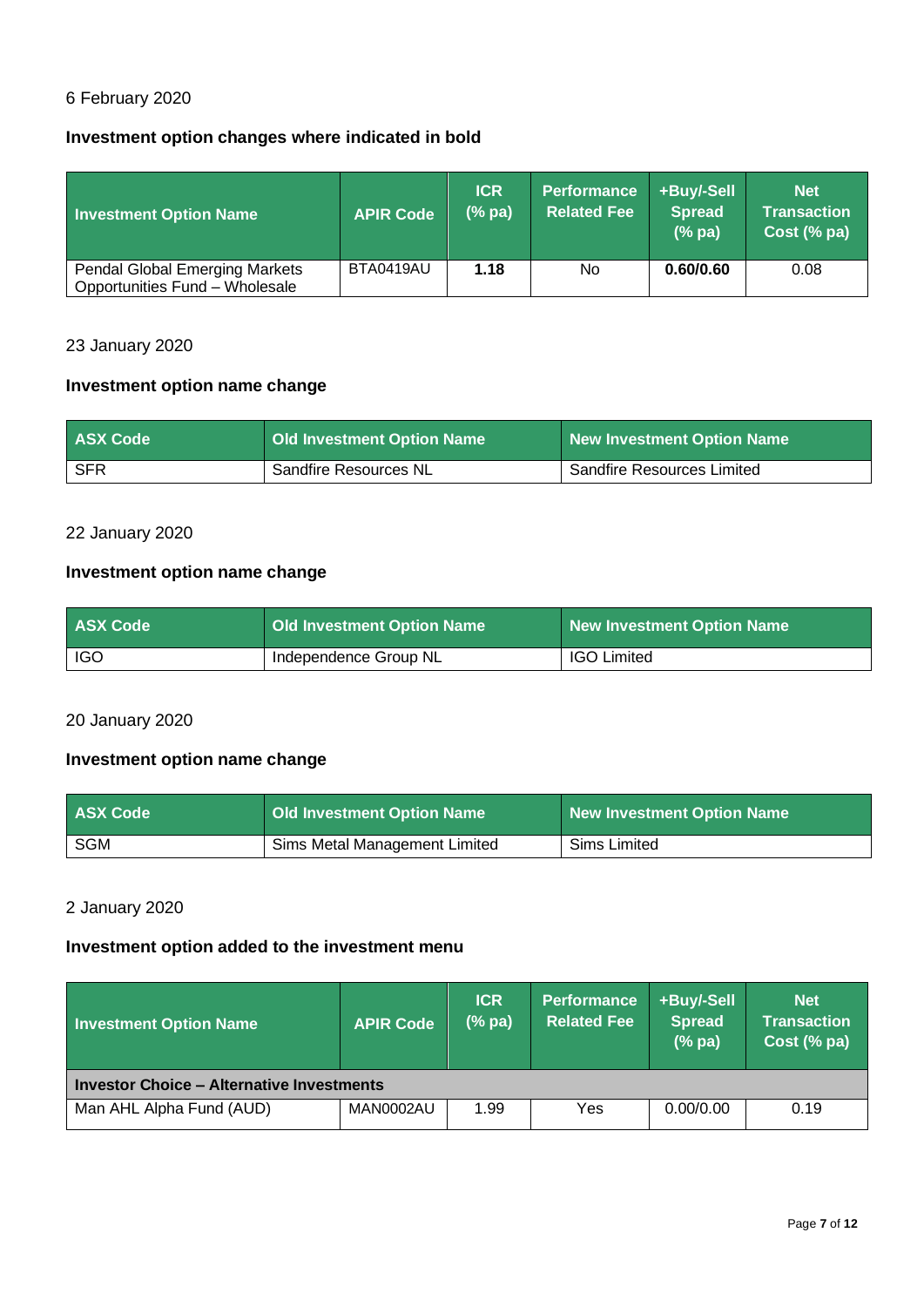6 February 2020

**Investment option changes where indicated in bold**

| Investment Option Name | APIR Code | ICR (% pa) | Performance Related Fee | +Buy/-Sell Spread (% pa) | Net Transaction Cost (% pa) |
|---|---|---|---|---|---|
| Pendal Global Emerging Markets Opportunities Fund – Wholesale | BTA0419AU | **1.18** | No | **0.60/0.60** | 0.08 |

23 January 2020

**Investment option name change**

| ASX Code | Old Investment Option Name | New Investment Option Name |
|---|---|---|
| SFR | Sandfire Resources NL | Sandfire Resources Limited |

22 January 2020

**Investment option name change**

| ASX Code | Old Investment Option Name | New Investment Option Name |
|---|---|---|
| IGO | Independence Group NL | IGO Limited |

20 January 2020

**Investment option name change**

| ASX Code | Old Investment Option Name | New Investment Option Name |
|---|---|---|
| SGM | Sims Metal Management Limited | Sims Limited |

2 January 2020

**Investment option added to the investment menu**

| Investment Option Name | APIR Code | ICR (% pa) | Performance Related Fee | +Buy/-Sell Spread (% pa) | Net Transaction Cost (% pa) |
|---|---|---|---|---|---|
| **Investor Choice – Alternative Investments** | | | | | |
| Man AHL Alpha Fund (AUD) | MAN0002AU | 1.99 | Yes | 0.00/0.00 | 0.19 |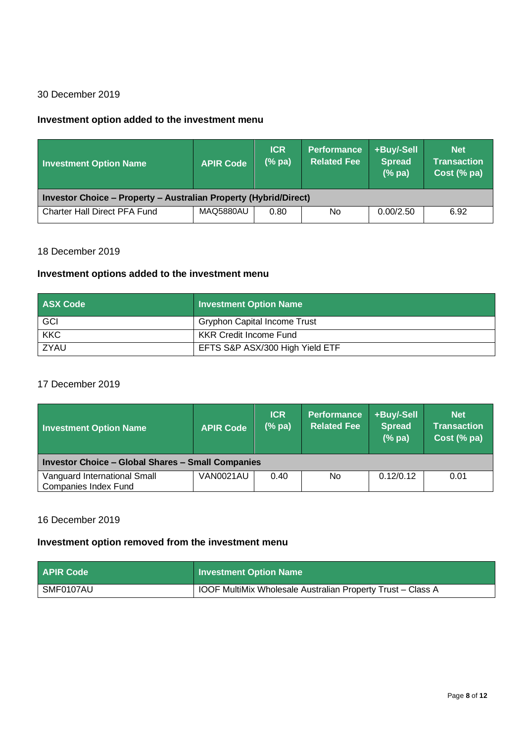30 December 2019

**Investment option added to the investment menu**

| Investment Option Name | APIR Code | ICR (% pa) | Performance Related Fee | +Buy/-Sell Spread (% pa) | Net Transaction Cost (% pa) |
|---|---|---|---|---|---|
| **Investor Choice – Property – Australian Property (Hybrid/Direct)** | | | | | |
| Charter Hall Direct PFA Fund | MAQ5880AU | 0.80 | No | 0.00/2.50 | 6.92 |

18 December 2019

**Investment options added to the investment menu**

| ASX Code | Investment Option Name |
|---|---|
| GCI | Gryphon Capital Income Trust |
| KKC | KKR Credit Income Fund |
| ZYAU | EFTS S&P ASX/300 High Yield ETF |

17 December 2019

| Investment Option Name | APIR Code | ICR (% pa) | Performance Related Fee | +Buy/-Sell Spread (% pa) | Net Transaction Cost (% pa) |
|---|---|---|---|---|---|
| **Investor Choice – Global Shares – Small Companies** | | | | | |
| Vanguard International Small Companies Index Fund | VAN0021AU | 0.40 | No | 0.12/0.12 | 0.01 |

16 December 2019

**Investment option removed from the investment menu**

| APIR Code | Investment Option Name |
|---|---|
| SMF0107AU | IOOF MultiMix Wholesale Australian Property Trust – Class A |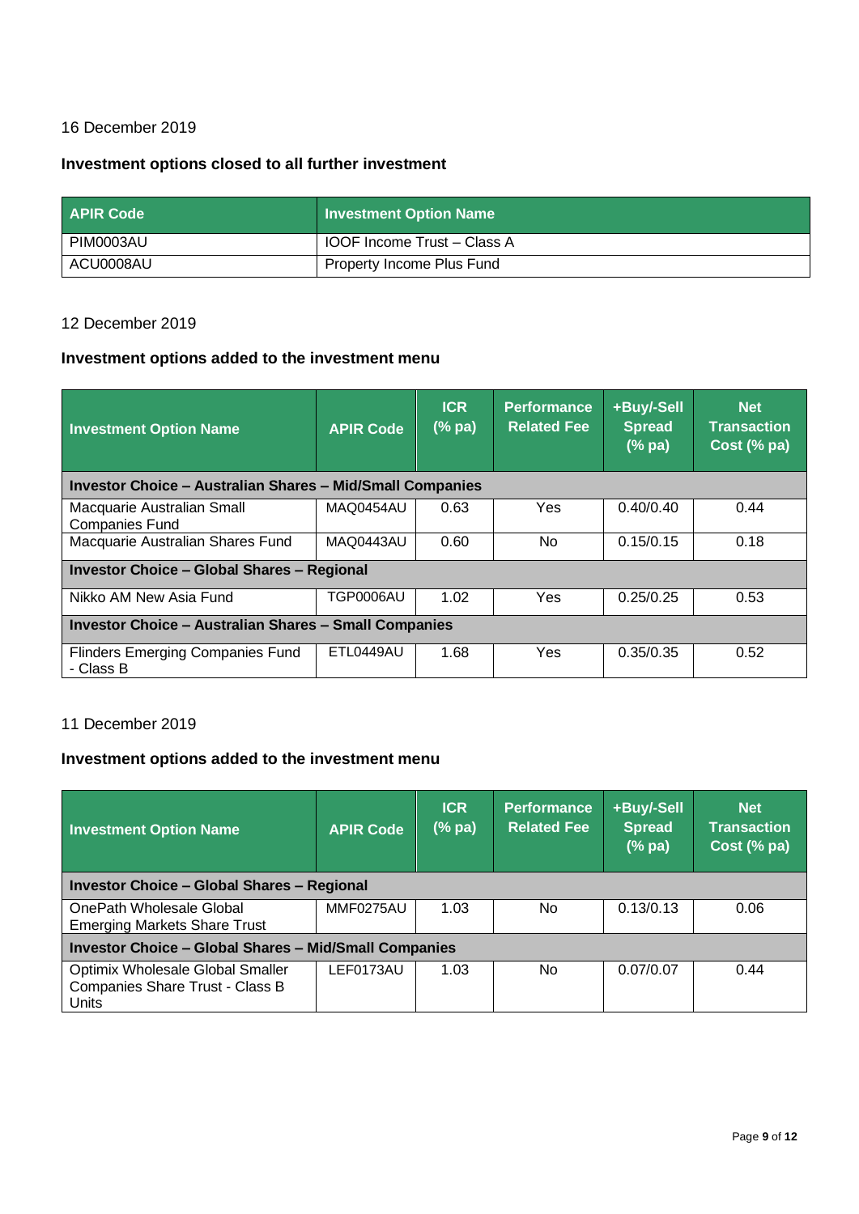16 December 2019

### Investment options closed to all further investment

| APIR Code | Investment Option Name |
|---|---|
| PIM0003AU | IOOF Income Trust – Class A |
| ACU0008AU | Property Income Plus Fund |

12 December 2019

### Investment options added to the investment menu

| Investment Option Name | APIR Code | ICR (% pa) | Performance Related Fee | +Buy/-Sell Spread (% pa) | Net Transaction Cost (% pa) |
|---|---|---|---|---|---|
| **Investor Choice – Australian Shares – Mid/Small Companies** | | | | | |
| Macquarie Australian Small Companies Fund | MAQ0454AU | 0.63 | Yes | 0.40/0.40 | 0.44 |
| Macquarie Australian Shares Fund | MAQ0443AU | 0.60 | No | 0.15/0.15 | 0.18 |
| **Investor Choice – Global Shares – Regional** | | | | | |
| Nikko AM New Asia Fund | TGP0006AU | 1.02 | Yes | 0.25/0.25 | 0.53 |
| **Investor Choice – Australian Shares – Small Companies** | | | | | |
| Flinders Emerging Companies Fund - Class B | ETL0449AU | 1.68 | Yes | 0.35/0.35 | 0.52 |

11 December 2019

### Investment options added to the investment menu

| Investment Option Name | APIR Code | ICR (% pa) | Performance Related Fee | +Buy/-Sell Spread (% pa) | Net Transaction Cost (% pa) |
|---|---|---|---|---|---|
| **Investor Choice – Global Shares – Regional** | | | | | |
| OnePath Wholesale Global Emerging Markets Share Trust | MMF0275AU | 1.03 | No | 0.13/0.13 | 0.06 |
| **Investor Choice – Global Shares – Mid/Small Companies** | | | | | |
| Optimix Wholesale Global Smaller Companies Share Trust - Class B Units | LEF0173AU | 1.03 | No | 0.07/0.07 | 0.44 |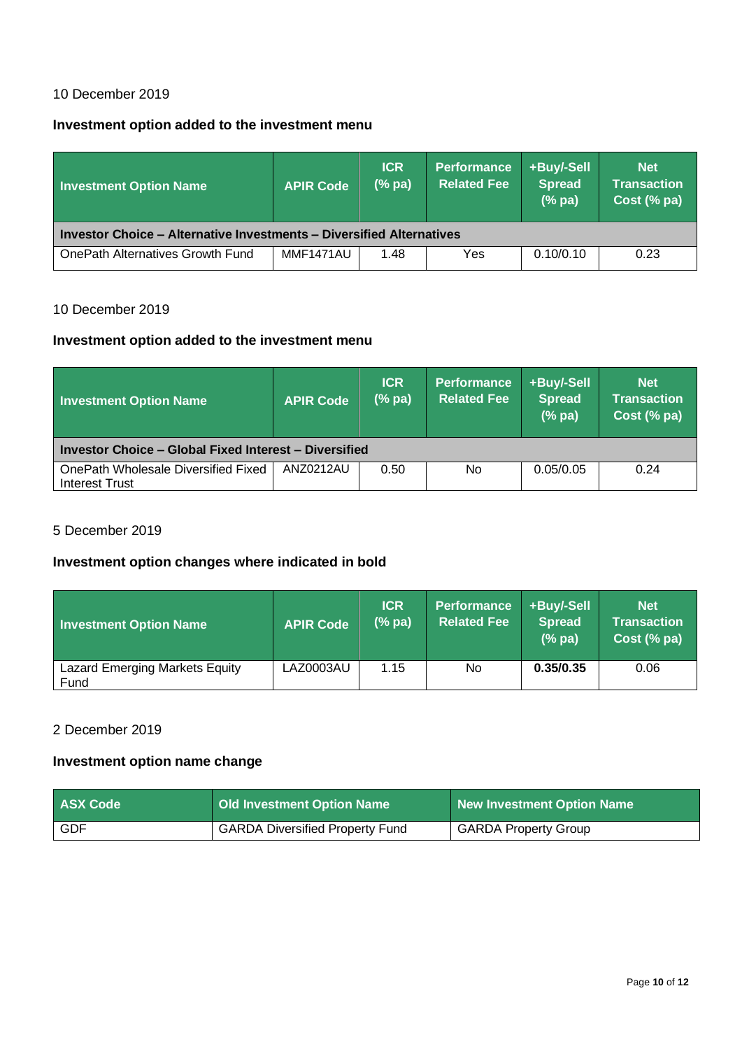10 December 2019

**Investment option added to the investment menu**

| Investment Option Name | APIR Code | ICR (% pa) | Performance Related Fee | +Buy/-Sell Spread (% pa) | Net Transaction Cost (% pa) |
|---|---|---|---|---|---|
| **Investor Choice – Alternative Investments – Diversified Alternatives** | | | | | |
| OnePath Alternatives Growth Fund | MMF1471AU | 1.48 | Yes | 0.10/0.10 | 0.23 |

10 December 2019

**Investment option added to the investment menu**

| Investment Option Name | APIR Code | ICR (% pa) | Performance Related Fee | +Buy/-Sell Spread (% pa) | Net Transaction Cost (% pa) |
|---|---|---|---|---|---|
| **Investor Choice – Global Fixed Interest – Diversified** | | | | | |
| OnePath Wholesale Diversified Fixed Interest Trust | ANZ0212AU | 0.50 | No | 0.05/0.05 | 0.24 |

5 December 2019

**Investment option changes where indicated in bold**

| Investment Option Name | APIR Code | ICR (% pa) | Performance Related Fee | +Buy/-Sell Spread (% pa) | Net Transaction Cost (% pa) |
|---|---|---|---|---|---|
| Lazard Emerging Markets Equity Fund | LAZ0003AU | 1.15 | No | **0.35/0.35** | 0.06 |

2 December 2019

**Investment option name change**

| ASX Code | Old Investment Option Name | New Investment Option Name |
|---|---|---|
| GDF | GARDA Diversified Property Fund | GARDA Property Group |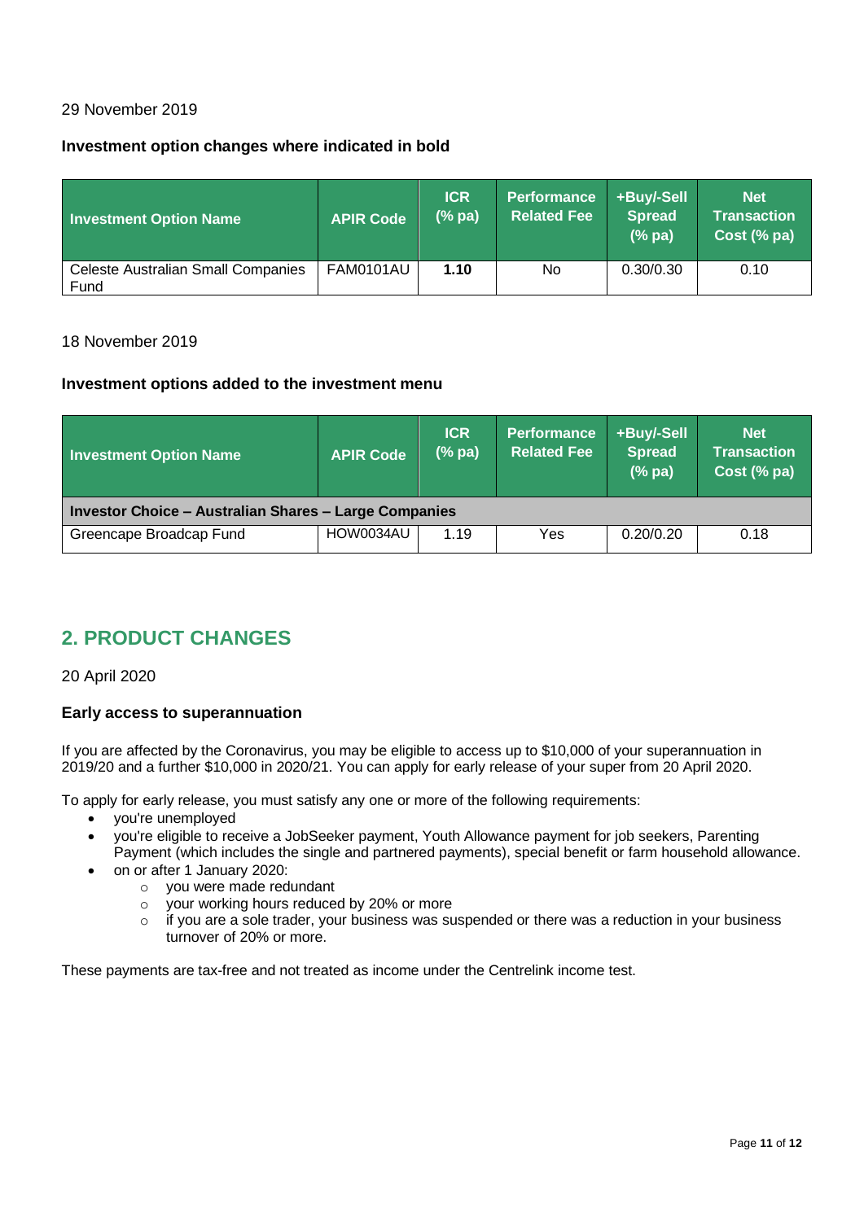29 November 2019

**Investment option changes where indicated in bold**

| Investment Option Name | APIR Code | ICR (% pa) | Performance Related Fee | +Buy/-Sell Spread (% pa) | Net Transaction Cost (% pa) |
|---|---|---|---|---|---|
| Celeste Australian Small Companies Fund | FAM0101AU | **1.10** | No | 0.30/0.30 | 0.10 |

18 November 2019

**Investment options added to the investment menu**

| Investment Option Name | APIR Code | ICR (% pa) | Performance Related Fee | +Buy/-Sell Spread (% pa) | Net Transaction Cost (% pa) |
|---|---|---|---|---|---|
| **Investor Choice – Australian Shares – Large Companies** | | | | | |
| Greencape Broadcap Fund | HOW0034AU | 1.19 | Yes | 0.20/0.20 | 0.18 |

## 2. PRODUCT CHANGES

20 April 2020

**Early access to superannuation**

If you are affected by the Coronavirus, you may be eligible to access up to $10,000 of your superannuation in 2019/20 and a further $10,000 in 2020/21. You can apply for early release of your super from 20 April 2020.

To apply for early release, you must satisfy any one or more of the following requirements:

- you're unemployed
- you're eligible to receive a JobSeeker payment, Youth Allowance payment for job seekers, Parenting Payment (which includes the single and partnered payments), special benefit or farm household allowance.
- on or after 1 January 2020:
  - you were made redundant
  - your working hours reduced by 20% or more
  - if you are a sole trader, your business was suspended or there was a reduction in your business turnover of 20% or more.

These payments are tax-free and not treated as income under the Centrelink income test.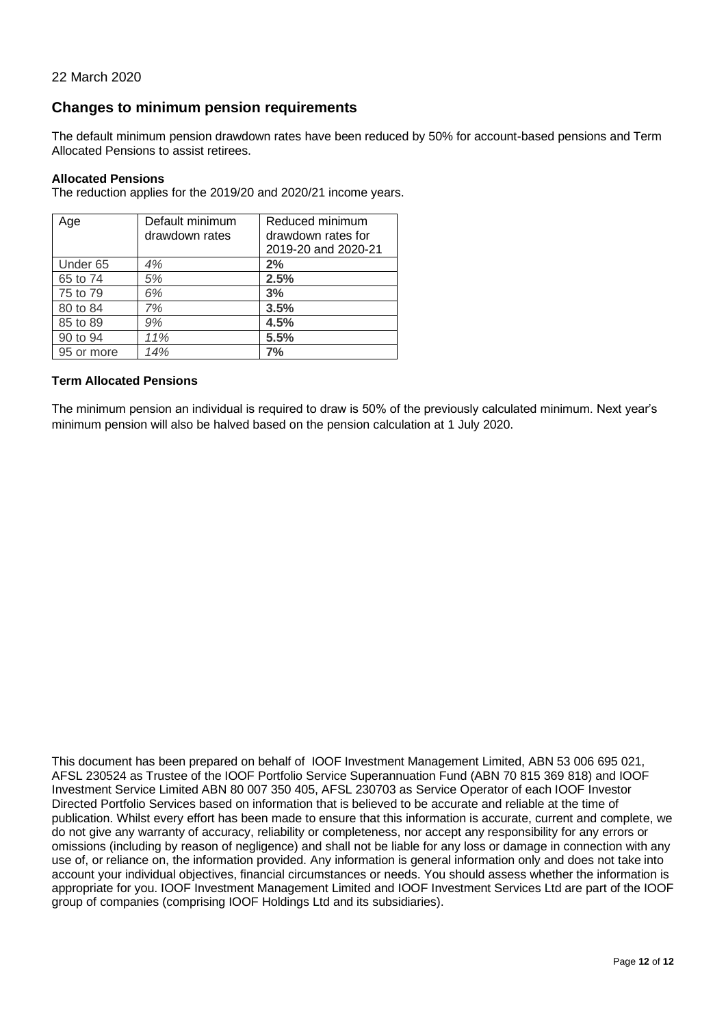22 March 2020

## Changes to minimum pension requirements

The default minimum pension drawdown rates have been reduced by 50% for account-based pensions and Term Allocated Pensions to assist retirees.

### Allocated Pensions

The reduction applies for the 2019/20 and 2020/21 income years.

| Age | Default minimum drawdown rates | Reduced minimum drawdown rates for 2019-20 and 2020-21 |
|---|---|---|
| Under 65 | *4%* | **2%** |
| 65 to 74 | *5%* | **2.5%** |
| 75 to 79 | *6%* | **3%** |
| 80 to 84 | *7%* | **3.5%** |
| 85 to 89 | *9%* | **4.5%** |
| 90 to 94 | *11%* | **5.5%** |
| 95 or more | *14%* | **7%** |

### Term Allocated Pensions

The minimum pension an individual is required to draw is 50% of the previously calculated minimum. Next year's minimum pension will also be halved based on the pension calculation at 1 July 2020.

This document has been prepared on behalf of IOOF Investment Management Limited, ABN 53 006 695 021, AFSL 230524 as Trustee of the IOOF Portfolio Service Superannuation Fund (ABN 70 815 369 818) and IOOF Investment Service Limited ABN 80 007 350 405, AFSL 230703 as Service Operator of each IOOF Investor Directed Portfolio Services based on information that is believed to be accurate and reliable at the time of publication. Whilst every effort has been made to ensure that this information is accurate, current and complete, we do not give any warranty of accuracy, reliability or completeness, nor accept any responsibility for any errors or omissions (including by reason of negligence) and shall not be liable for any loss or damage in connection with any use of, or reliance on, the information provided. Any information is general information only and does not take into account your individual objectives, financial circumstances or needs. You should assess whether the information is appropriate for you. IOOF Investment Management Limited and IOOF Investment Services Ltd are part of the IOOF group of companies (comprising IOOF Holdings Ltd and its subsidiaries).